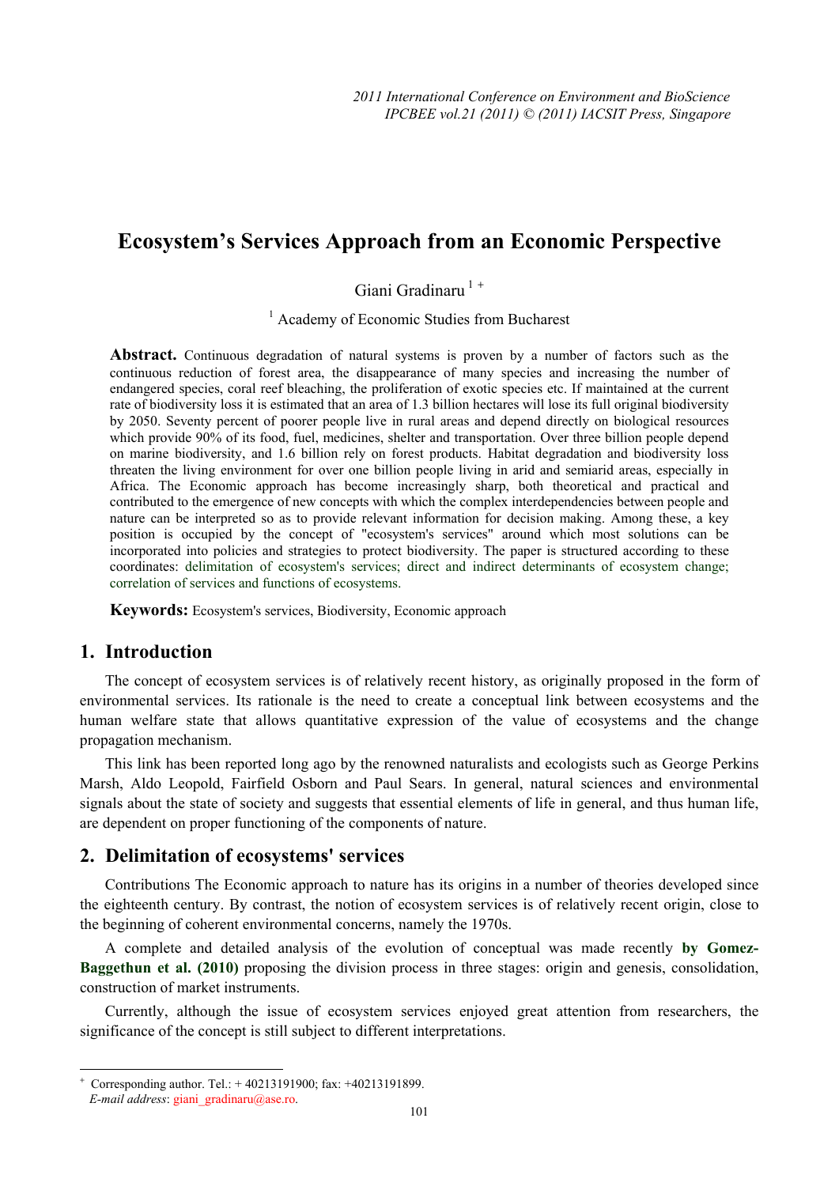# Ecosystem's Services Approach from an Economic Perspective

Giani Gradinaru [1] [+]

[1] Academy of Economic Studies from Bucharest

**Abstract.** Continuous degradation of natural systems is proven by a number of factors such as the continuous reduction of forest area, the disappearance of many species and increasing the number of endangered species, coral reef bleaching, the proliferation of exotic species etc. If maintained at the current rate of biodiversity loss it is estimated that an area of 1.3 billion hectares will lose its full original biodiversity by 2050. Seventy percent of poorer people live in rural areas and depend directly on biological resources which provide 90% of its food, fuel, medicines, shelter and transportation. Over three billion people depend on marine biodiversity, and 1.6 billion rely on forest products. Habitat degradation and biodiversity loss threaten the living environment for over one billion people living in arid and semiarid areas, especially in Africa. The Economic approach has become increasingly sharp, both theoretical and practical and contributed to the emergence of new concepts with which the complex interdependencies between people and nature can be interpreted so as to provide relevant information for decision making. Among these, a key position is occupied by the concept of "ecosystem's services" around which most solutions can be incorporated into policies and strategies to protect biodiversity. The paper is structured according to these coordinates: delimitation of ecosystem's services; direct and indirect determinants of ecosystem change; correlation of services and functions of ecosystems.

**Keywords:** Ecosystem's services, Biodiversity, Economic approach

## 1. Introduction

The concept of ecosystem services is of relatively recent history, as originally proposed in the form of environmental services. Its rationale is the need to create a conceptual link between ecosystems and the human welfare state that allows quantitative expression of the value of ecosystems and the change propagation mechanism.

This link has been reported long ago by the renowned naturalists and ecologists such as George Perkins Marsh, Aldo Leopold, Fairfield Osborn and Paul Sears. In general, natural sciences and environmental signals about the state of society and suggests that essential elements of life in general, and thus human life, are dependent on proper functioning of the components of nature.

## 2. Delimitation of ecosystems' services

Contributions The Economic approach to nature has its origins in a number of theories developed since the eighteenth century. By contrast, the notion of ecosystem services is of relatively recent origin, close to the beginning of coherent environmental concerns, namely the 1970s.

A complete and detailed analysis of the evolution of conceptual was made recently **by Gomez-Baggethun et al. (2010)** proposing the division process in three stages: origin and genesis, consolidation, construction of market instruments.

Currently, although the issue of ecosystem services enjoyed great attention from researchers, the significance of the concept is still subject to different interpretations.

[+] Corresponding author. Tel.: + 40213191900; fax: +40213191899.
*E-mail address*: giani_gradinaru@ase.ro.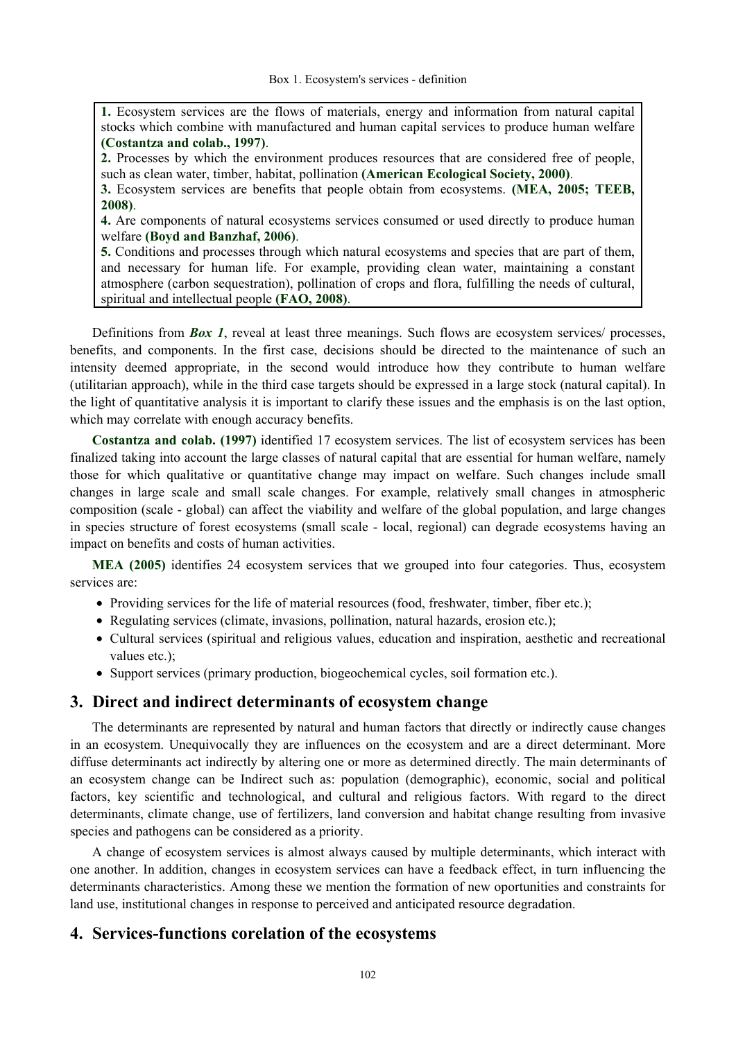Box 1. Ecosystem's services - definition

> **1.** Ecosystem services are the flows of materials, energy and information from natural capital stocks which combine with manufactured and human capital services to produce human welfare **(Costantza and colab., 1997)**.
> **2.** Processes by which the environment produces resources that are considered free of people, such as clean water, timber, habitat, pollination **(American Ecological Society, 2000)**.
> **3.** Ecosystem services are benefits that people obtain from ecosystems. **(MEA, 2005; TEEB, 2008)**.
> **4.** Are components of natural ecosystems services consumed or used directly to produce human welfare **(Boyd and Banzhaf, 2006)**.
> **5.** Conditions and processes through which natural ecosystems and species that are part of them, and necessary for human life. For example, providing clean water, maintaining a constant atmosphere (carbon sequestration), pollination of crops and flora, fulfilling the needs of cultural, spiritual and intellectual people **(FAO, 2008)**.

Definitions from ***Box 1***, reveal at least three meanings. Such flows are ecosystem services/ processes, benefits, and components. In the first case, decisions should be directed to the maintenance of such an intensity deemed appropriate, in the second would introduce how they contribute to human welfare (utilitarian approach), while in the third case targets should be expressed in a large stock (natural capital). In the light of quantitative analysis it is important to clarify these issues and the emphasis is on the last option, which may correlate with enough accuracy benefits.

**Costantza and colab. (1997)** identified 17 ecosystem services. The list of ecosystem services has been finalized taking into account the large classes of natural capital that are essential for human welfare, namely those for which qualitative or quantitative change may impact on welfare. Such changes include small changes in large scale and small scale changes. For example, relatively small changes in atmospheric composition (scale - global) can affect the viability and welfare of the global population, and large changes in species structure of forest ecosystems (small scale - local, regional) can degrade ecosystems having an impact on benefits and costs of human activities.

**MEA (2005)** identifies 24 ecosystem services that we grouped into four categories. Thus, ecosystem services are:

- Providing services for the life of material resources (food, freshwater, timber, fiber etc.);
- Regulating services (climate, invasions, pollination, natural hazards, erosion etc.);
- Cultural services (spiritual and religious values, education and inspiration, aesthetic and recreational values etc.);
- Support services (primary production, biogeochemical cycles, soil formation etc.).

## 3. Direct and indirect determinants of ecosystem change

The determinants are represented by natural and human factors that directly or indirectly cause changes in an ecosystem. Unequivocally they are influences on the ecosystem and are a direct determinant. More diffuse determinants act indirectly by altering one or more as determined directly. The main determinants of an ecosystem change can be Indirect such as: population (demographic), economic, social and political factors, key scientific and technological, and cultural and religious factors. With regard to the direct determinants, climate change, use of fertilizers, land conversion and habitat change resulting from invasive species and pathogens can be considered as a priority.

A change of ecosystem services is almost always caused by multiple determinants, which interact with one another. In addition, changes in ecosystem services can have a feedback effect, in turn influencing the determinants characteristics. Among these we mention the formation of new oportunities and constraints for land use, institutional changes in response to perceived and anticipated resource degradation.

## 4. Services-functions corelation of the ecosystems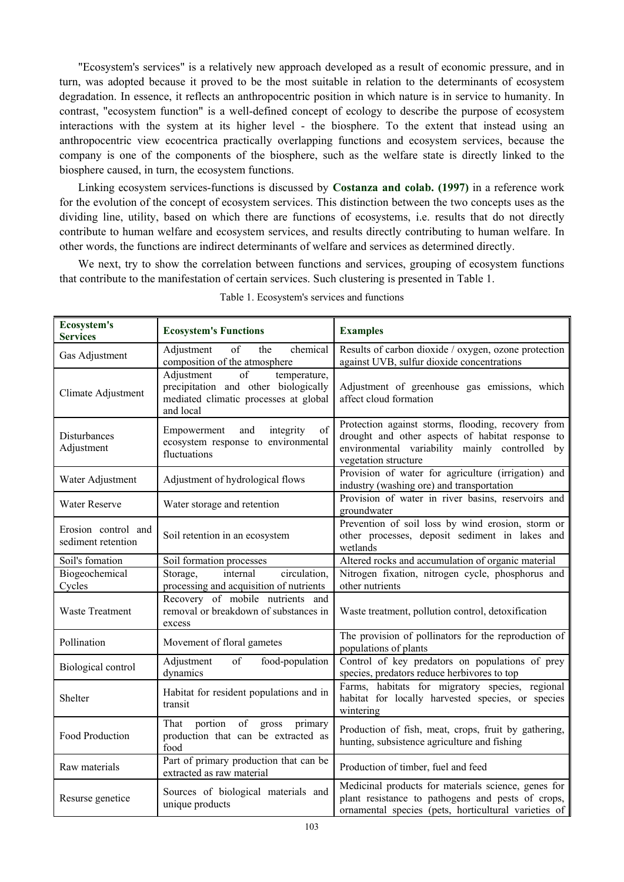"Ecosystem's services" is a relatively new approach developed as a result of economic pressure, and in turn, was adopted because it proved to be the most suitable in relation to the determinants of ecosystem degradation. In essence, it reflects an anthropocentric position in which nature is in service to humanity. In contrast, "ecosystem function" is a well-defined concept of ecology to describe the purpose of ecosystem interactions with the system at its higher level - the biosphere. To the extent that instead using an anthropocentric view ecocentrica practically overlapping functions and ecosystem services, because the company is one of the components of the biosphere, such as the welfare state is directly linked to the biosphere caused, in turn, the ecosystem functions.

Linking ecosystem services-functions is discussed by **Costanza and colab. (1997)** in a reference work for the evolution of the concept of ecosystem services. This distinction between the two concepts uses as the dividing line, utility, based on which there are functions of ecosystems, i.e. results that do not directly contribute to human welfare and ecosystem services, and results directly contributing to human welfare. In other words, the functions are indirect determinants of welfare and services as determined directly.

We next, try to show the correlation between functions and services, grouping of ecosystem functions that contribute to the manifestation of certain services. Such clustering is presented in Table 1.

Table 1. Ecosystem's services and functions

| **Ecosystem's Services** | **Ecosystem's Functions** | **Examples** |
|---|---|---|
| Gas Adjustment | Adjustment of the chemical composition of the atmosphere | Results of carbon dioxide / oxygen, ozone protection against UVB, sulfur dioxide concentrations |
| Climate Adjustment | Adjustment of temperature, precipitation and other biologically mediated climatic processes at global and local | Adjustment of greenhouse gas emissions, which affect cloud formation |
| Disturbances Adjustment | Empowerment and integrity of ecosystem response to environmental fluctuations | Protection against storms, flooding, recovery from drought and other aspects of habitat response to environmental variability mainly controlled by vegetation structure |
| Water Adjustment | Adjustment of hydrological flows | Provision of water for agriculture (irrigation) and industry (washing ore) and transportation |
| Water Reserve | Water storage and retention | Provision of water in river basins, reservoirs and groundwater |
| Erosion control and sediment retention | Soil retention in an ecosystem | Prevention of soil loss by wind erosion, storm or other processes, deposit sediment in lakes and wetlands |
| Soil's fomation | Soil formation processes | Altered rocks and accumulation of organic material |
| Biogeochemical Cycles | Storage, internal circulation, processing and acquisition of nutrients | Nitrogen fixation, nitrogen cycle, phosphorus and other nutrients |
| Waste Treatment | Recovery of mobile nutrients and removal or breakdown of substances in excess | Waste treatment, pollution control, detoxification |
| Pollination | Movement of floral gametes | The provision of pollinators for the reproduction of populations of plants |
| Biological control | Adjustment of food-population dynamics | Control of key predators on populations of prey species, predators reduce herbivores to top |
| Shelter | Habitat for resident populations and in transit | Farms, habitats for migratory species, regional habitat for locally harvested species, or species wintering |
| Food Production | That portion of gross primary production that can be extracted as food | Production of fish, meat, crops, fruit by gathering, hunting, subsistence agriculture and fishing |
| Raw materials | Part of primary production that can be extracted as raw material | Production of timber, fuel and feed |
| Resurse genetice | Sources of biological materials and unique products | Medicinal products for materials science, genes for plant resistance to pathogens and pests of crops, ornamental species (pets, horticultural varieties of |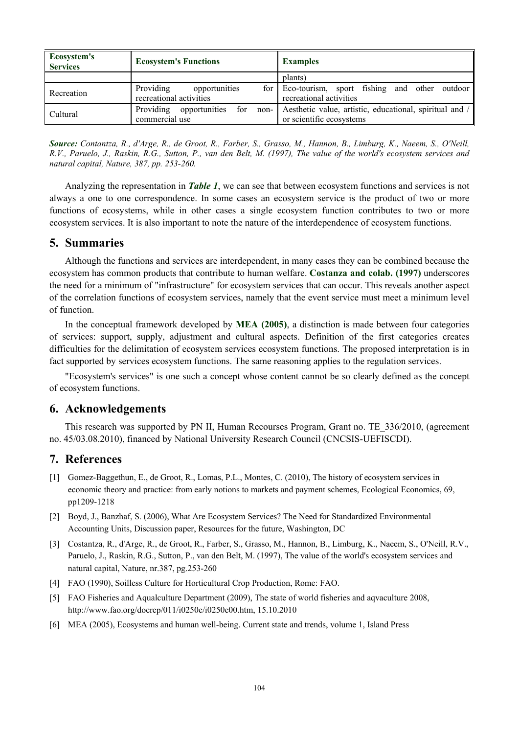| Ecosystem's Services | Ecosystem's Functions | Examples |
|---|---|---|
| | | plants) |
| Recreation | Providing opportunities for recreational activities | Eco-tourism, sport fishing and other outdoor recreational activities |
| Cultural | Providing opportunities for non-commercial use | Aesthetic value, artistic, educational, spiritual and / or scientific ecosystems |

***Source:*** *Contantza, R., d'Arge, R., de Groot, R., Farber, S., Grasso, M., Hannon, B., Limburg, K., Naeem, S., O'Neill, R.V., Paruelo, J., Raskin, R.G., Sutton, P., van den Belt, M. (1997), The value of the world's ecosystem services and natural capital, Nature, 387, pp. 253-260.*

Analyzing the representation in ***Table 1***, we can see that between ecosystem functions and services is not always a one to one correspondence. In some cases an ecosystem service is the product of two or more functions of ecosystems, while in other cases a single ecosystem function contributes to two or more ecosystem services. It is also important to note the nature of the interdependence of ecosystem functions.

## 5. Summaries

Although the functions and services are interdependent, in many cases they can be combined because the ecosystem has common products that contribute to human welfare. **Costanza and colab. (1997)** underscores the need for a minimum of "infrastructure" for ecosystem services that can occur. This reveals another aspect of the correlation functions of ecosystem services, namely that the event service must meet a minimum level of function.

In the conceptual framework developed by **MEA (2005)**, a distinction is made between four categories of services: support, supply, adjustment and cultural aspects. Definition of the first categories creates difficulties for the delimitation of ecosystem services ecosystem functions. The proposed interpretation is in fact supported by services ecosystem functions. The same reasoning applies to the regulation services.

"Ecosystem's services" is one such a concept whose content cannot be so clearly defined as the concept of ecosystem functions.

## 6. Acknowledgements

This research was supported by PN II, Human Recourses Program, Grant no. TE_336/2010, (agreement no. 45/03.08.2010), financed by National University Research Council (CNCSIS-UEFISCDI).

## 7. References

[1] Gomez-Baggethun, E., de Groot, R., Lomas, P.L., Montes, C. (2010), The history of ecosystem services in economic theory and practice: from early notions to markets and payment schemes, Ecological Economics, 69, pp1209-1218

[2] Boyd, J., Banzhaf, S. (2006), What Are Ecosystem Services? The Need for Standardized Environmental Accounting Units, Discussion paper, Resources for the future, Washington, DC

[3] Costantza, R., d'Arge, R., de Groot, R., Farber, S., Grasso, M., Hannon, B., Limburg, K., Naeem, S., O'Neill, R.V., Paruelo, J., Raskin, R.G., Sutton, P., van den Belt, M. (1997), The value of the world's ecosystem services and natural capital, Nature, nr.387, pg.253-260

[4] FAO (1990), Soilless Culture for Horticultural Crop Production, Rome: FAO.

[5] FAO Fisheries and Aqualculture Department (2009), The state of world fisheries and aqvaculture 2008, http://www.fao.org/docrep/011/i0250e/i0250e00.htm, 15.10.2010

[6] MEA (2005), Ecosystems and human well-being. Current state and trends, volume 1, Island Press